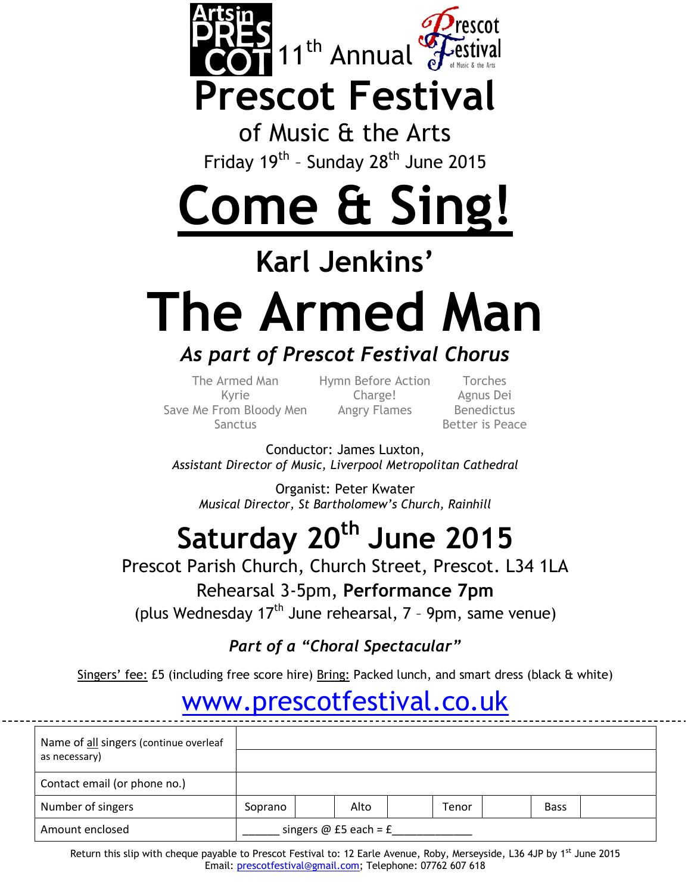Arts in PRESCOT 11th Annual Prescot Festival of Music & the Arts

# Prescot Festival

## of Music & the Arts

Friday 19th – Sunday 28th June 2015

# Come & Sing!

## Karl Jenkins'

# The Armed Man

### *As part of Prescot Festival Chorus*

| | | |
|---|---|---|
| The Armed Man | Hymn Before Action | Torches |
| Kyrie | Charge! | Agnus Dei |
| Save Me From Bloody Men | Angry Flames | Benedictus |
| Sanctus | | Better is Peace |

Conductor: James Luxton,
*Assistant Director of Music, Liverpool Metropolitan Cathedral*

Organist: Peter Kwater
*Musical Director, St Bartholomew's Church, Rainhill*

## Saturday 20th June 2015

Prescot Parish Church, Church Street, Prescot. L34 1LA

Rehearsal 3-5pm, **Performance 7pm**

(plus Wednesday 17th June rehearsal, 7 – 9pm, same venue)

***Part of a "Choral Spectacular"***

Singers' fee: £5 (including free score hire) Bring: Packed lunch, and smart dress (black & white)

www.prescotfestival.co.uk

| Name of all singers (continue overleaf as necessary) | | | | | | | | |
|---|---|---|---|---|---|---|---|---|
| | | | | | | | | |
| Contact email (or phone no.) | | | | | | | | |
| Number of singers | Soprano | | Alto | | Tenor | | Bass | |
| Amount enclosed | ______ singers @ £5 each = £____________ | | | | | | | |

Return this slip with cheque payable to Prescot Festival to: 12 Earle Avenue, Roby, Merseyside, L36 4JP by 1st June 2015
Email: prescotfestival@gmail.com; Telephone: 07762 607 618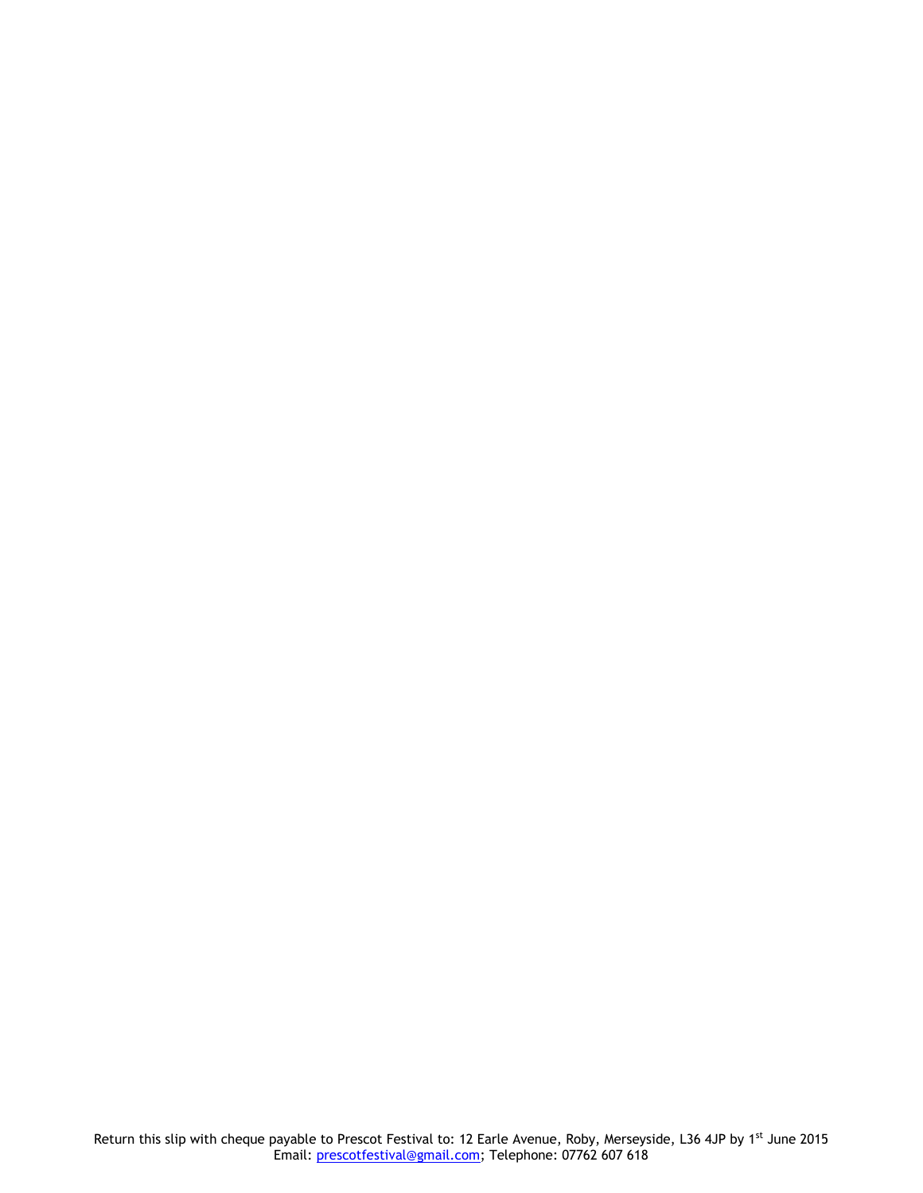Return this slip with cheque payable to Prescot Festival to: 12 Earle Avenue, Roby, Merseyside, L36 4JP by 1st June 2015
Email: prescotfestival@gmail.com; Telephone: 07762 607 618